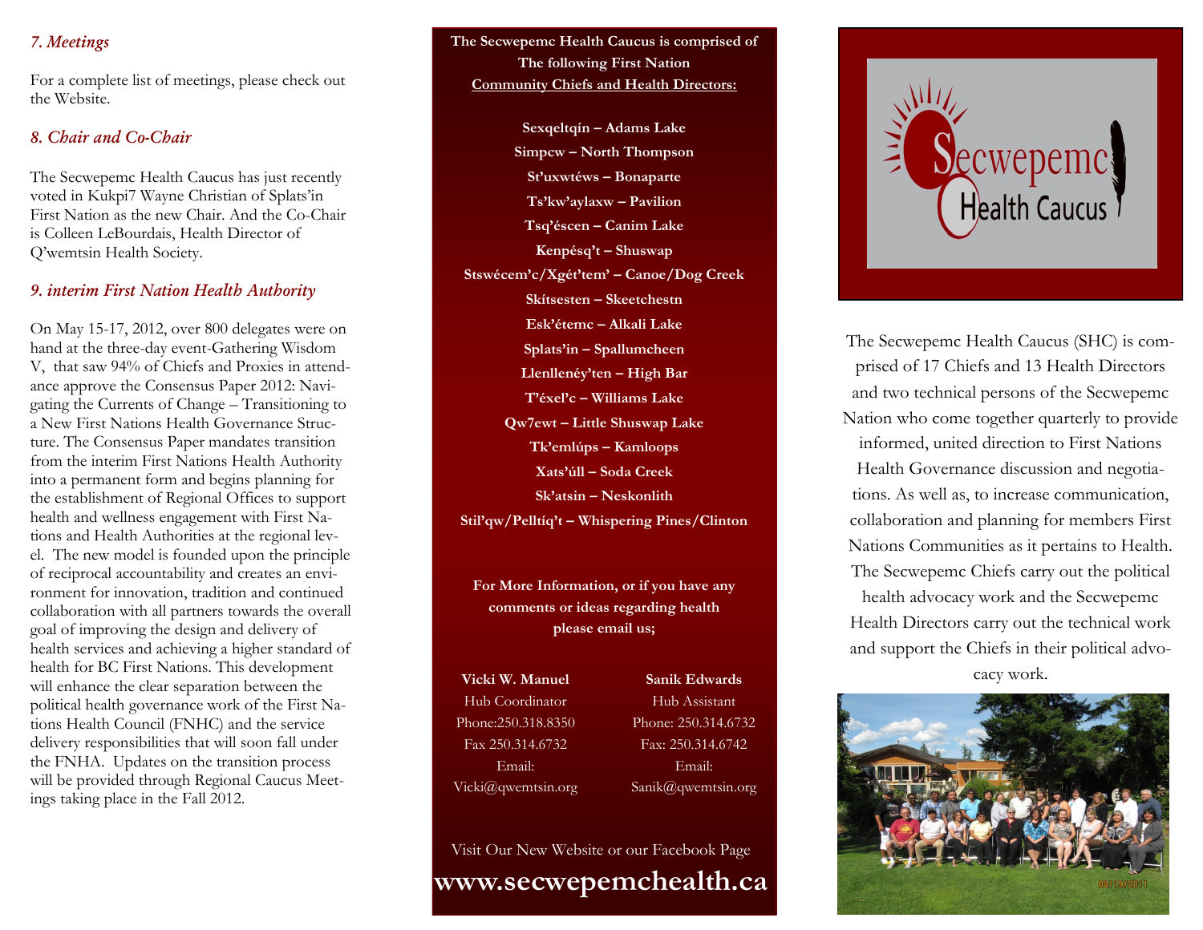### *7. Meetings*

For a complete list of meetings, please check out the Website.

### *8. Chair and Co-Chair*

The Secwepemc Health Caucus has just recently voted in Kukpi7 Wayne Christian of Splats'in First Nation as the new Chair. And the Co-Chair is Colleen LeBourdais, Health Director of Q'wemtsin Health Society.

### *9. interim First Nation Health Authority*

On May 15-17, 2012, over 800 delegates were on hand at the three-day event-Gathering Wisdom V, that saw 94% of Chiefs and Proxies in attendance approve the Consensus Paper 2012: Navigating the Currents of Change – Transitioning to a New First Nations Health Governance Structure. The Consensus Paper mandates transition from the interim First Nations Health Authority into a permanent form and begins planning for the establishment of Regional Offices to support health and wellness engagement with First Nations and Health Authorities at the regional level. The new model is founded upon the principle of reciprocal accountability and creates an environment for innovation, tradition and continued collaboration with all partners towards the overall goal of improving the design and delivery of health services and achieving a higher standard of health for BC First Nations. This development will enhance the clear separation between the political health governance work of the First Nations Health Council (FNHC) and the service delivery responsibilities that will soon fall under the FNHA. Updates on the transition process will be provided through Regional Caucus Meetings taking place in the Fall 2012.

**The Secwepemc Health Caucus is comprised of The following First Nation Community Chiefs and Health Directors:**

**Sexqeltqín – Adams Lake**
**Simpcw – North Thompson**
**St'uxwtéws – Bonaparte**
**Ts'kw'aylaxw – Pavilion**
**Tsq'éscen – Canim Lake**
**Kenpésq't – Shuswap**
**Stswécem'c/Xgét'tem' – Canoe/Dog Creek**
**Skítsesten – Skeetchestn**
**Esk'étemc – Alkali Lake**
**Splats'in – Spallumcheen**
**Llenllenéy'ten – High Bar**
**T'éxel'c – Williams Lake**
**Qw7ewt – Little Shuswap Lake**
**Tk'emlúps – Kamloops**
**Xats'úll – Soda Creek**
**Sk'atsin – Neskonlith**
**Stil'qw/Pelltíq't – Whispering Pines/Clinton**

**For More Information, or if you have any comments or ideas regarding health please email us;**

**Vicki W. Manuel**
Hub Coordinator
Phone:250.318.8350
Fax 250.314.6732
Email:
Vicki@qwemtsin.org

**Sanik Edwards**
Hub Assistant
Phone: 250.314.6732
Fax: 250.314.6742
Email:
Sanik@qwemtsin.org

Visit Our New Website or our Facebook Page

**www.secwepemchealth.ca**

Secwepemc Health Caucus

The Secwepemc Health Caucus (SHC) is comprised of 17 Chiefs and 13 Health Directors and two technical persons of the Secwepemc Nation who come together quarterly to provide informed, united direction to First Nations Health Governance discussion and negotiations. As well as, to increase communication, collaboration and planning for members First Nations Communities as it pertains to Health. The Secwepemc Chiefs carry out the political health advocacy work and the Secwepemc Health Directors carry out the technical work and support the Chiefs in their political advocacy work.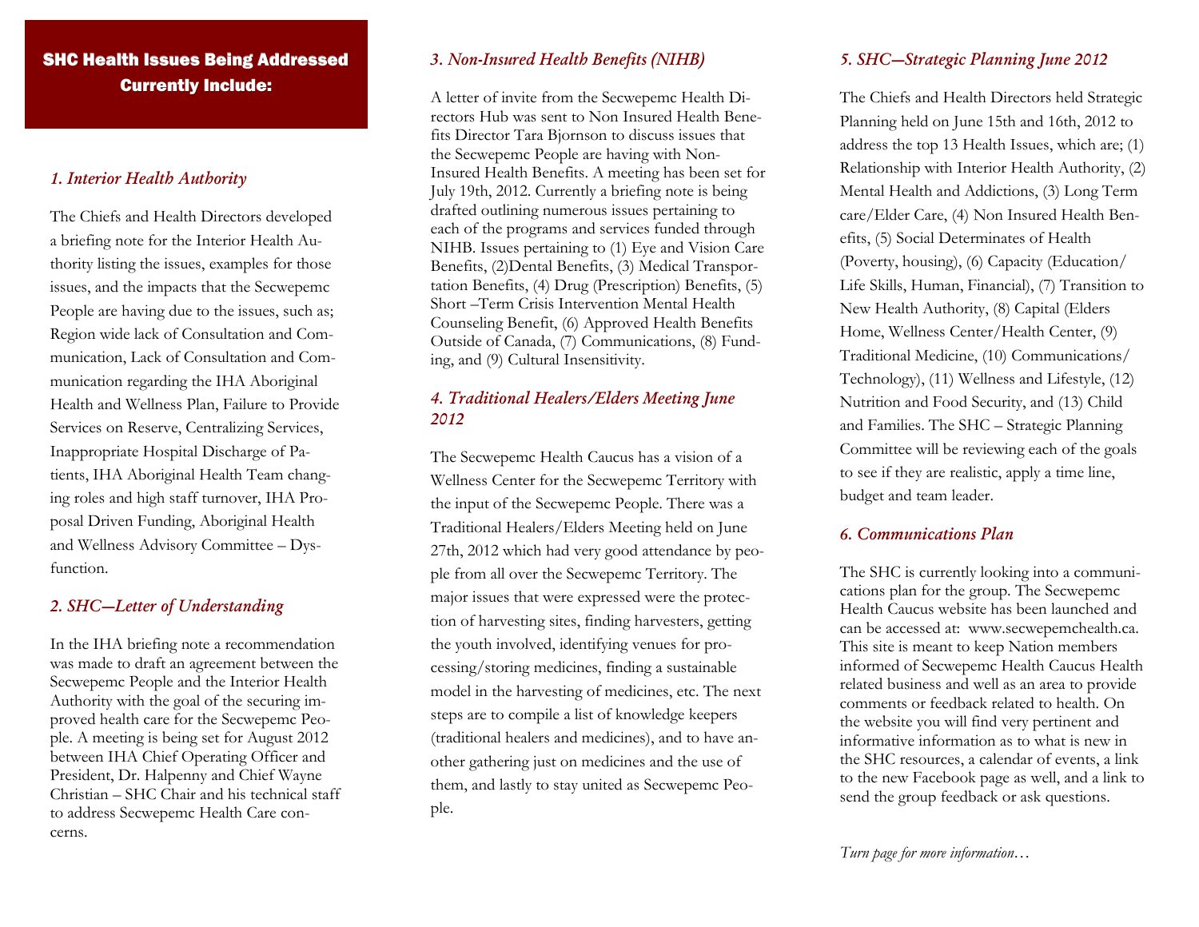## SHC Health Issues Being Addressed Currently Include:

### *1. Interior Health Authority*

The Chiefs and Health Directors developed a briefing note for the Interior Health Authority listing the issues, examples for those issues, and the impacts that the Secwepemc People are having due to the issues, such as; Region wide lack of Consultation and Communication, Lack of Consultation and Communication regarding the IHA Aboriginal Health and Wellness Plan, Failure to Provide Services on Reserve, Centralizing Services, Inappropriate Hospital Discharge of Patients, IHA Aboriginal Health Team changing roles and high staff turnover, IHA Proposal Driven Funding, Aboriginal Health and Wellness Advisory Committee – Dysfunction.

### *2. SHC—Letter of Understanding*

In the IHA briefing note a recommendation was made to draft an agreement between the Secwepemc People and the Interior Health Authority with the goal of the securing improved health care for the Secwepemc People. A meeting is being set for August 2012 between IHA Chief Operating Officer and President, Dr. Halpenny and Chief Wayne Christian – SHC Chair and his technical staff to address Secwepemc Health Care concerns.

### *3. Non-Insured Health Benefits (NIHB)*

A letter of invite from the Secwepemc Health Directors Hub was sent to Non Insured Health Benefits Director Tara Bjornson to discuss issues that the Secwepemc People are having with Non-Insured Health Benefits. A meeting has been set for July 19th, 2012. Currently a briefing note is being drafted outlining numerous issues pertaining to each of the programs and services funded through NIHB. Issues pertaining to (1) Eye and Vision Care Benefits, (2)Dental Benefits, (3) Medical Transportation Benefits, (4) Drug (Prescription) Benefits, (5) Short –Term Crisis Intervention Mental Health Counseling Benefit, (6) Approved Health Benefits Outside of Canada, (7) Communications, (8) Funding, and (9) Cultural Insensitivity.

### *4. Traditional Healers/Elders Meeting June 2012*

The Secwepemc Health Caucus has a vision of a Wellness Center for the Secwepemc Territory with the input of the Secwepemc People. There was a Traditional Healers/Elders Meeting held on June 27th, 2012 which had very good attendance by people from all over the Secwepemc Territory. The major issues that were expressed were the protection of harvesting sites, finding harvesters, getting the youth involved, identifying venues for processing/storing medicines, finding a sustainable model in the harvesting of medicines, etc. The next steps are to compile a list of knowledge keepers (traditional healers and medicines), and to have another gathering just on medicines and the use of them, and lastly to stay united as Secwepemc People.

### *5. SHC—Strategic Planning June 2012*

The Chiefs and Health Directors held Strategic Planning held on June 15th and 16th, 2012 to address the top 13 Health Issues, which are; (1) Relationship with Interior Health Authority, (2) Mental Health and Addictions, (3) Long Term care/Elder Care, (4) Non Insured Health Benefits, (5) Social Determinates of Health (Poverty, housing), (6) Capacity (Education/ Life Skills, Human, Financial), (7) Transition to New Health Authority, (8) Capital (Elders Home, Wellness Center/Health Center, (9) Traditional Medicine, (10) Communications/ Technology), (11) Wellness and Lifestyle, (12) Nutrition and Food Security, and (13) Child and Families. The SHC – Strategic Planning Committee will be reviewing each of the goals to see if they are realistic, apply a time line, budget and team leader.

### *6. Communications Plan*

The SHC is currently looking into a communications plan for the group. The Secwepemc Health Caucus website has been launched and can be accessed at: www.secwepemchealth.ca. This site is meant to keep Nation members informed of Secwepemc Health Caucus Health related business and well as an area to provide comments or feedback related to health. On the website you will find very pertinent and informative information as to what is new in the SHC resources, a calendar of events, a link to the new Facebook page as well, and a link to send the group feedback or ask questions.

*Turn page for more information…*